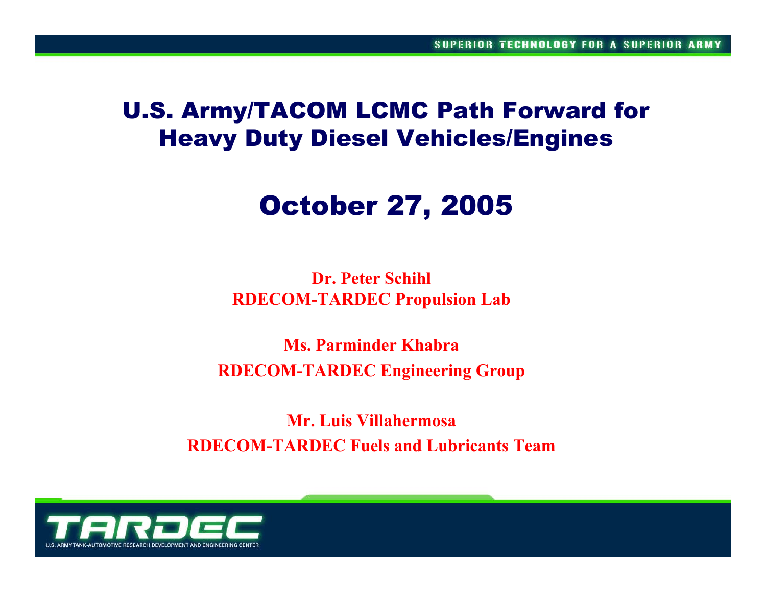# U.S. Army/TACOM LCMC Path Forward for Heavy Duty Diesel Vehicles/Engines

## October 27, 2005

**Dr. Peter Schihl**
**RDECOM-TARDEC Propulsion Lab**

**Ms. Parminder Khabra**
**RDECOM-TARDEC Engineering Group**

**Mr. Luis Villahermosa**
**RDECOM-TARDEC Fuels and Lubricants Team**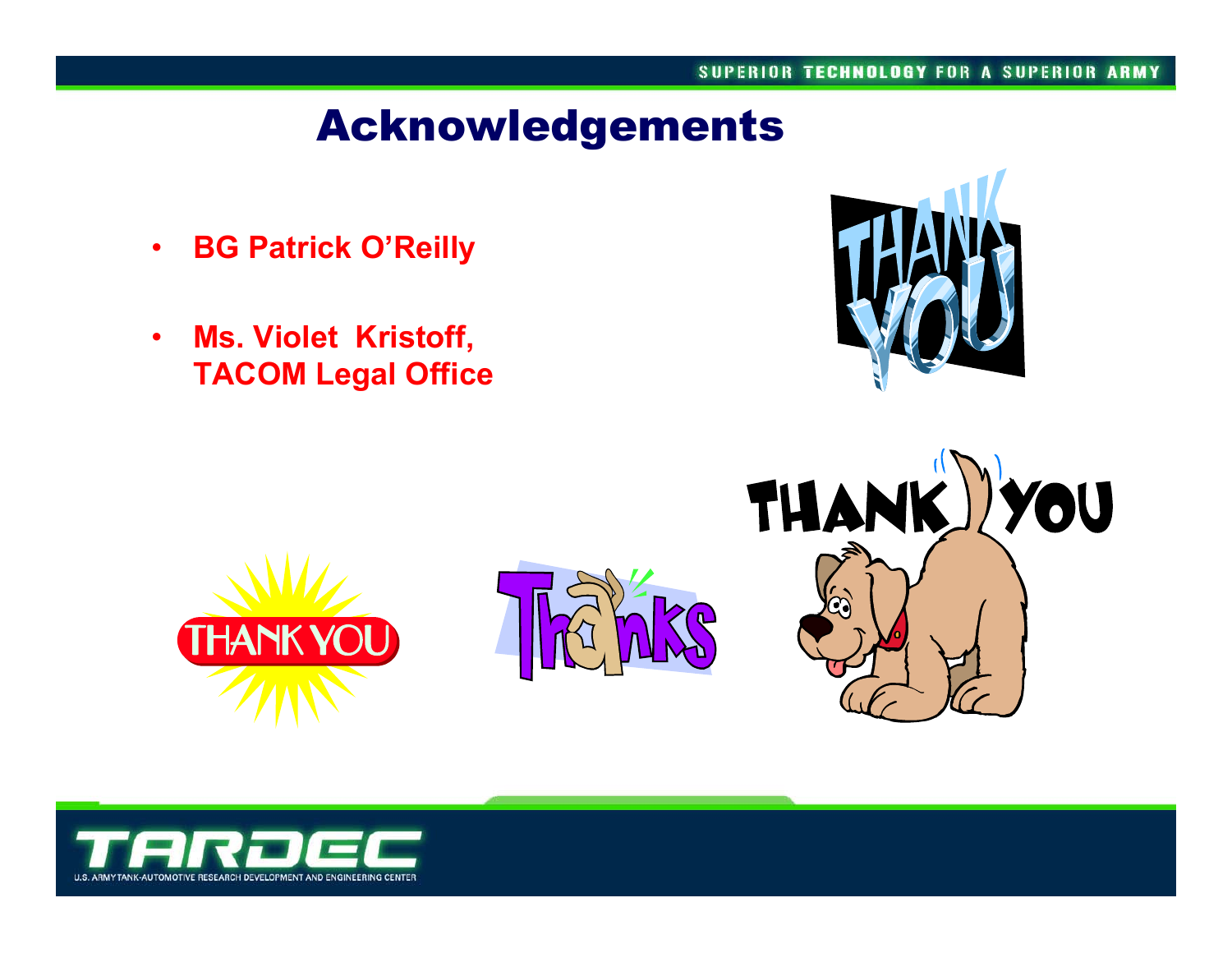# Acknowledgements

- **BG Patrick O'Reilly**
- **Ms. Violet Kristoff, TACOM Legal Office**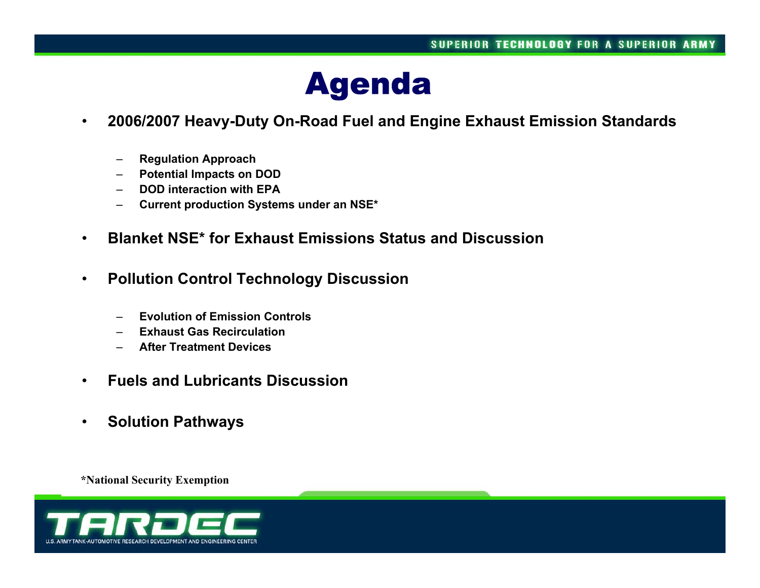# Agenda

- **2006/2007 Heavy-Duty On-Road Fuel and Engine Exhaust Emission Standards**
  - **Regulation Approach**
  - **Potential Impacts on DOD**
  - **DOD interaction with EPA**
  - **Current production Systems under an NSE***
- **Blanket NSE* for Exhaust Emissions Status and Discussion**
- **Pollution Control Technology Discussion**
  - **Evolution of Emission Controls**
  - **Exhaust Gas Recirculation**
  - **After Treatment Devices**
- **Fuels and Lubricants Discussion**
- **Solution Pathways**

***National Security Exemption**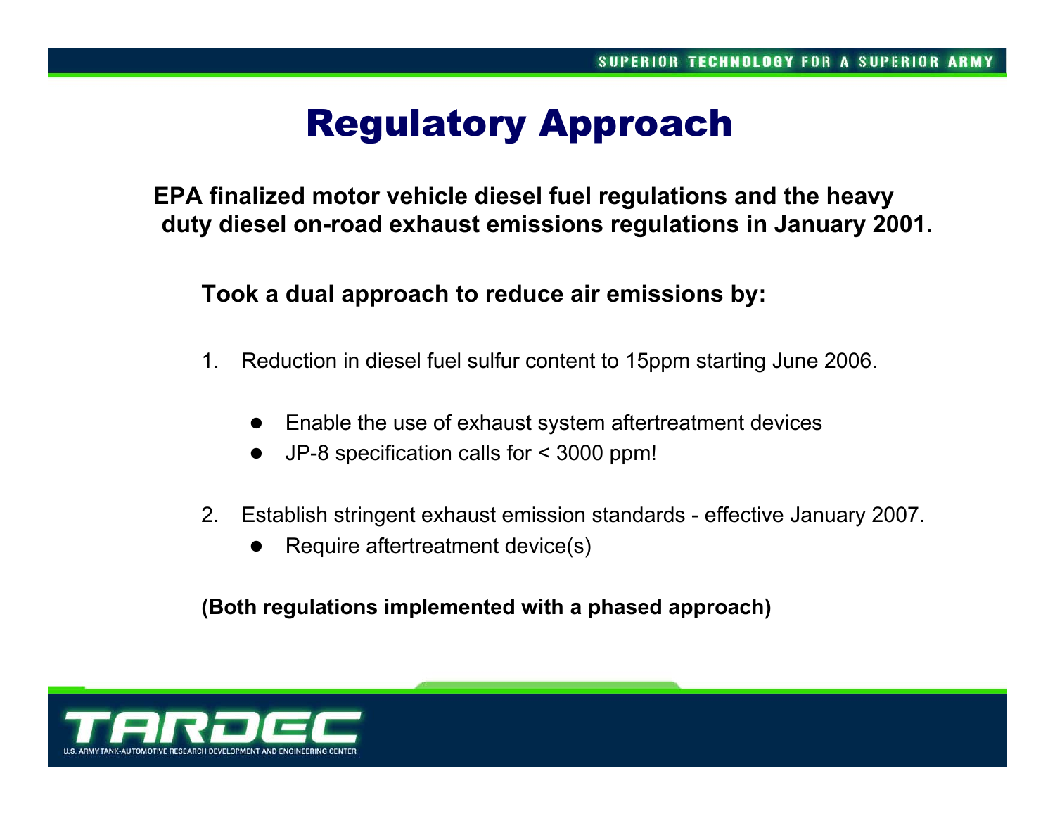# Regulatory Approach

**EPA finalized motor vehicle diesel fuel regulations and the heavy duty diesel on-road exhaust emissions regulations in January 2001.**

**Took a dual approach to reduce air emissions by:**

1. Reduction in diesel fuel sulfur content to 15ppm starting June 2006.
   - Enable the use of exhaust system aftertreatment devices
   - JP-8 specification calls for < 3000 ppm!
2. Establish stringent exhaust emission standards - effective January 2007.
   - Require aftertreatment device(s)

**(Both regulations implemented with a phased approach)**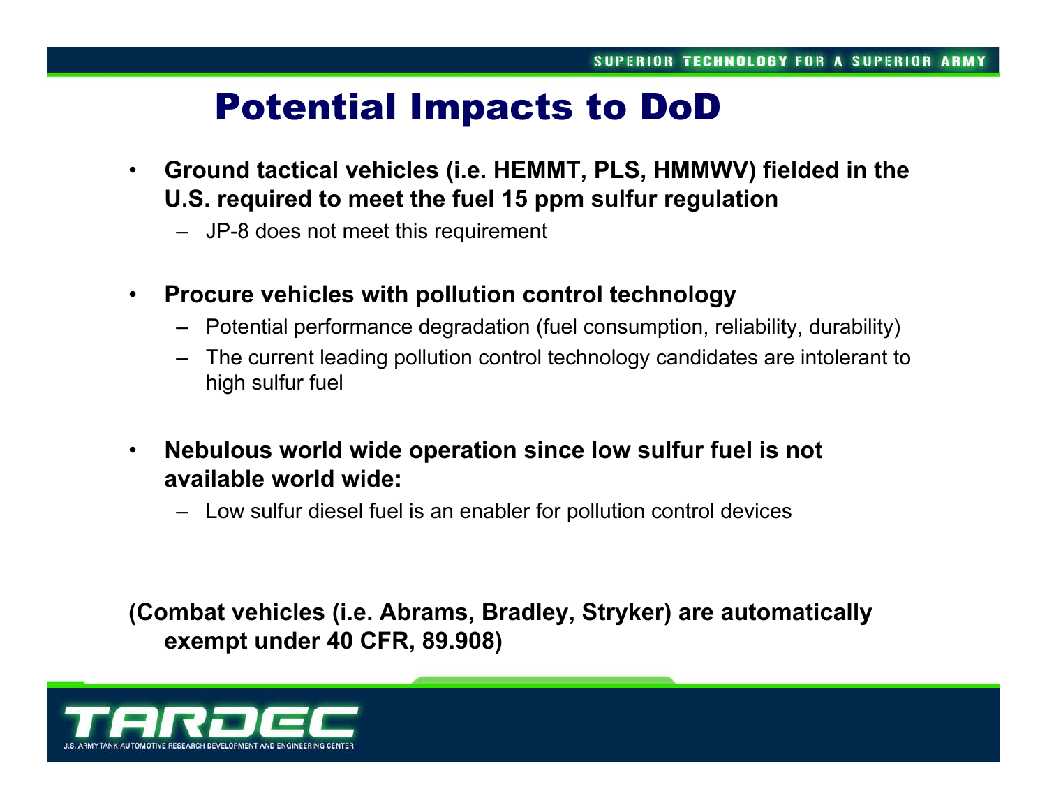# Potential Impacts to DoD

- **Ground tactical vehicles (i.e. HEMMT, PLS, HMMWV) fielded in the U.S. required to meet the fuel 15 ppm sulfur regulation**
  - JP-8 does not meet this requirement
- **Procure vehicles with pollution control technology**
  - Potential performance degradation (fuel consumption, reliability, durability)
  - The current leading pollution control technology candidates are intolerant to high sulfur fuel
- **Nebulous world wide operation since low sulfur fuel is not available world wide:**
  - Low sulfur diesel fuel is an enabler for pollution control devices

**(Combat vehicles (i.e. Abrams, Bradley, Stryker) are automatically exempt under 40 CFR, 89.908)**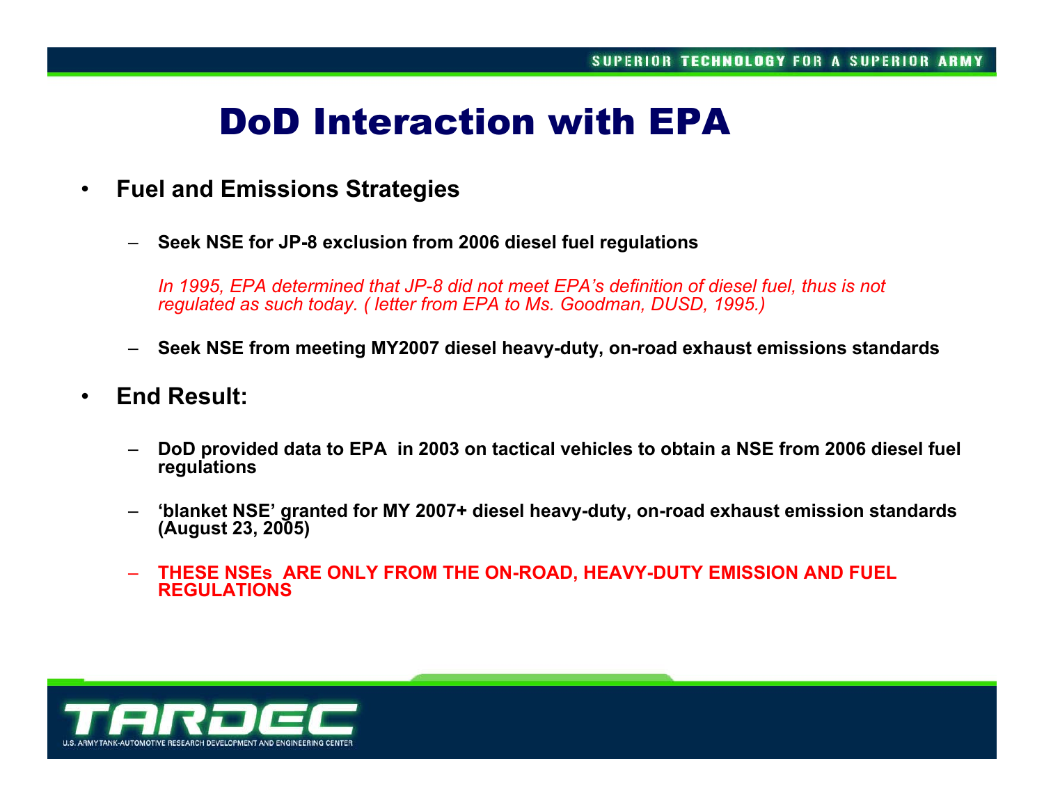# DoD Interaction with EPA

- **Fuel and Emissions Strategies**
  - **Seek NSE for JP-8 exclusion from 2006 diesel fuel regulations**

    *In 1995, EPA determined that JP-8 did not meet EPA's definition of diesel fuel, thus is not regulated as such today. ( letter from EPA to Ms. Goodman, DUSD, 1995.)*

  - **Seek NSE from meeting MY2007 diesel heavy-duty, on-road exhaust emissions standards**

- **End Result:**
  - **DoD provided data to EPA in 2003 on tactical vehicles to obtain a NSE from 2006 diesel fuel regulations**
  - **'blanket NSE' granted for MY 2007+ diesel heavy-duty, on-road exhaust emission standards (August 23, 2005)**
  - **THESE NSEs ARE ONLY FROM THE ON-ROAD, HEAVY-DUTY EMISSION AND FUEL REGULATIONS**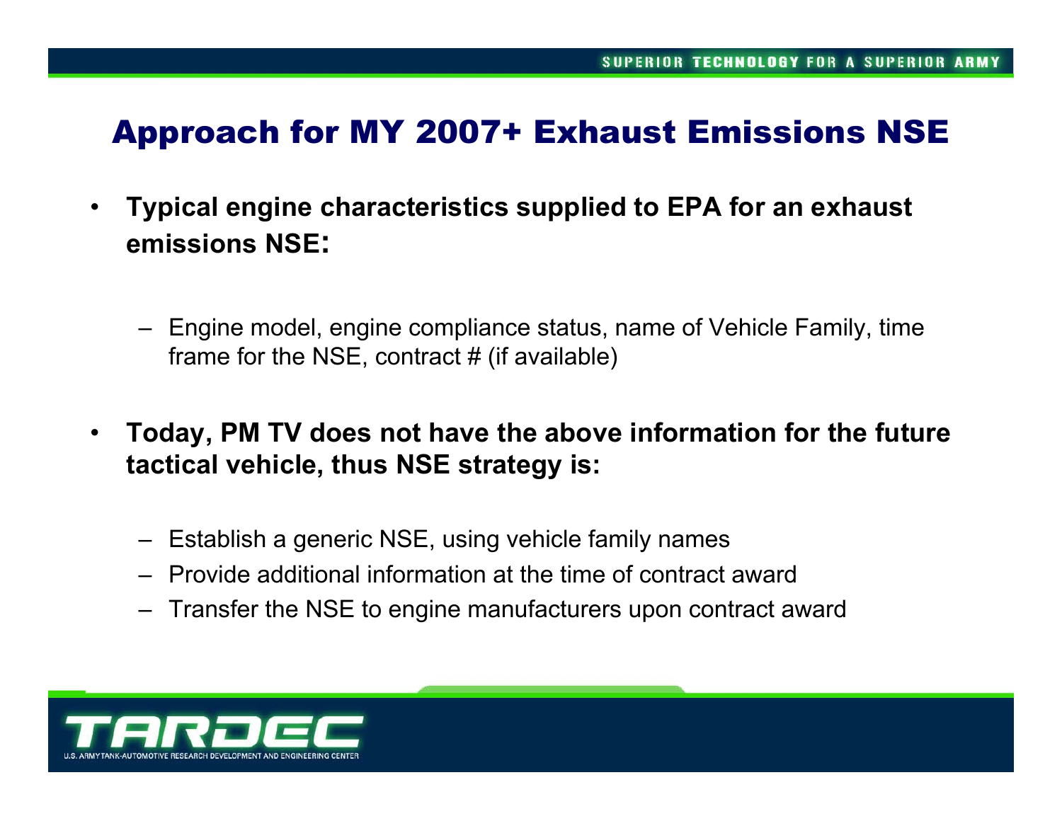# Approach for MY 2007+ Exhaust Emissions NSE

- **Typical engine characteristics supplied to EPA for an exhaust emissions NSE:**
  - Engine model, engine compliance status, name of Vehicle Family, time frame for the NSE, contract # (if available)
- **Today, PM TV does not have the above information for the future tactical vehicle, thus NSE strategy is:**
  - Establish a generic NSE, using vehicle family names
  - Provide additional information at the time of contract award
  - Transfer the NSE to engine manufacturers upon contract award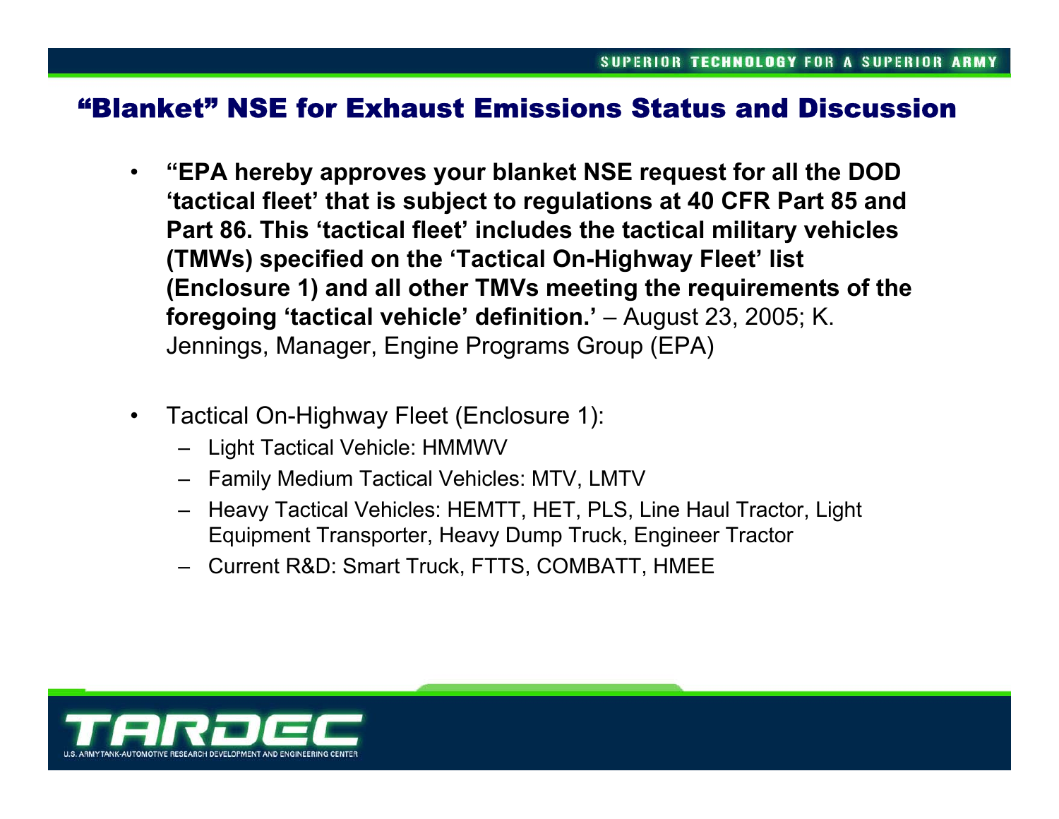## "Blanket" NSE for Exhaust Emissions Status and Discussion

- **"EPA hereby approves your blanket NSE request for all the DOD 'tactical fleet' that is subject to regulations at 40 CFR Part 85 and Part 86. This 'tactical fleet' includes the tactical military vehicles (TMWs) specified on the 'Tactical On-Highway Fleet' list (Enclosure 1) and all other TMVs meeting the requirements of the foregoing 'tactical vehicle' definition.'** – August 23, 2005; K. Jennings, Manager, Engine Programs Group (EPA)

- Tactical On-Highway Fleet (Enclosure 1):
  - Light Tactical Vehicle: HMMWV
  - Family Medium Tactical Vehicles: MTV, LMTV
  - Heavy Tactical Vehicles: HEMTT, HET, PLS, Line Haul Tractor, Light Equipment Transporter, Heavy Dump Truck, Engineer Tractor
  - Current R&D: Smart Truck, FTTS, COMBATT, HMEE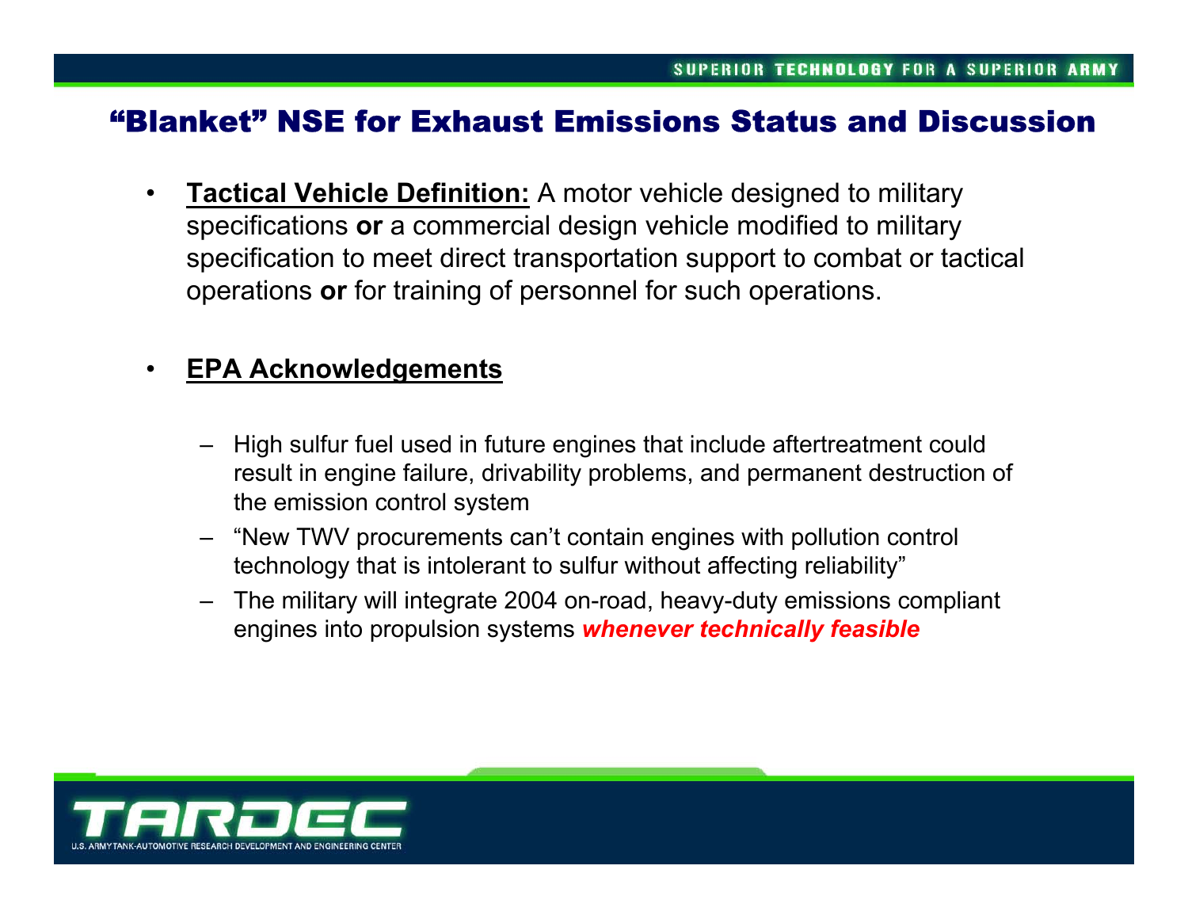# "Blanket" NSE for Exhaust Emissions Status and Discussion

- **Tactical Vehicle Definition:** A motor vehicle designed to military specifications **or** a commercial design vehicle modified to military specification to meet direct transportation support to combat or tactical operations **or** for training of personnel for such operations.

- **EPA Acknowledgements**

  – High sulfur fuel used in future engines that include aftertreatment could result in engine failure, drivability problems, and permanent destruction of the emission control system

  – "New TWV procurements can't contain engines with pollution control technology that is intolerant to sulfur without affecting reliability"

  – The military will integrate 2004 on-road, heavy-duty emissions compliant engines into propulsion systems ***whenever technically feasible***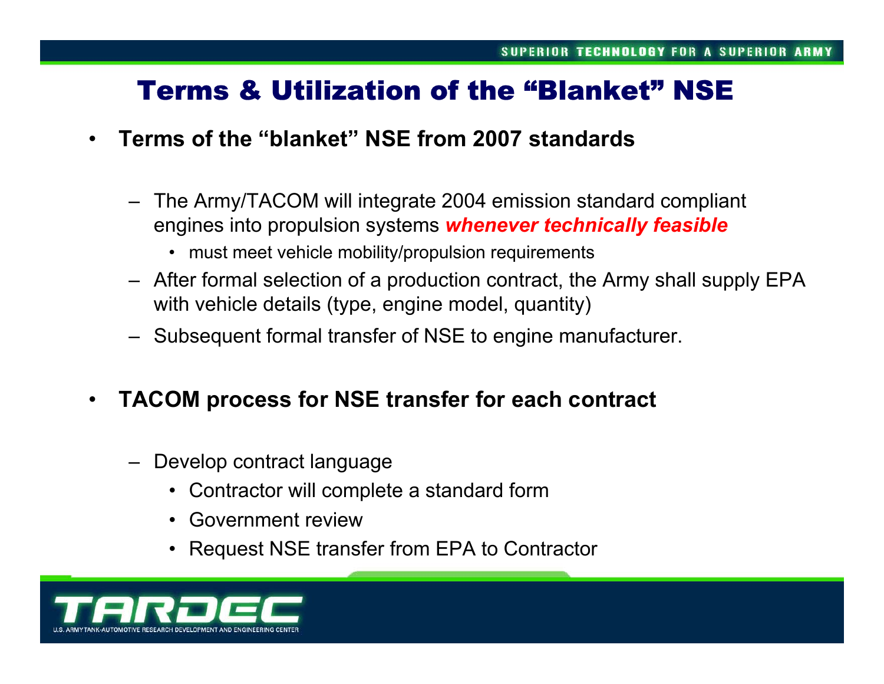# Terms & Utilization of the "Blanket" NSE

- **Terms of the "blanket" NSE from 2007 standards**
  - The Army/TACOM will integrate 2004 emission standard compliant engines into propulsion systems ***whenever technically feasible***
    - must meet vehicle mobility/propulsion requirements
  - After formal selection of a production contract, the Army shall supply EPA with vehicle details (type, engine model, quantity)
  - Subsequent formal transfer of NSE to engine manufacturer.
- **TACOM process for NSE transfer for each contract**
  - Develop contract language
    - Contractor will complete a standard form
    - Government review
    - Request NSE transfer from EPA to Contractor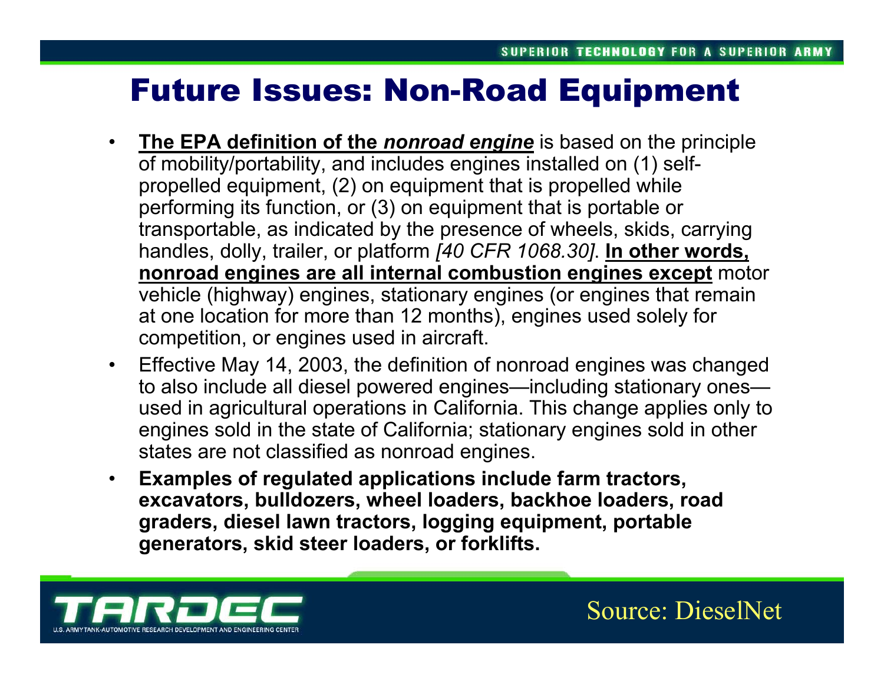# Future Issues: Non-Road Equipment

- **The EPA definition of the *nonroad engine*** is based on the principle of mobility/portability, and includes engines installed on (1) self-propelled equipment, (2) on equipment that is propelled while performing its function, or (3) on equipment that is portable or transportable, as indicated by the presence of wheels, skids, carrying handles, dolly, trailer, or platform *[40 CFR 1068.30]*. **In other words, nonroad engines are all internal combustion engines except** motor vehicle (highway) engines, stationary engines (or engines that remain at one location for more than 12 months), engines used solely for competition, or engines used in aircraft.
- Effective May 14, 2003, the definition of nonroad engines was changed to also include all diesel powered engines—including stationary ones—used in agricultural operations in California. This change applies only to engines sold in the state of California; stationary engines sold in other states are not classified as nonroad engines.
- **Examples of regulated applications include farm tractors, excavators, bulldozers, wheel loaders, backhoe loaders, road graders, diesel lawn tractors, logging equipment, portable generators, skid steer loaders, or forklifts.**

Source: DieselNet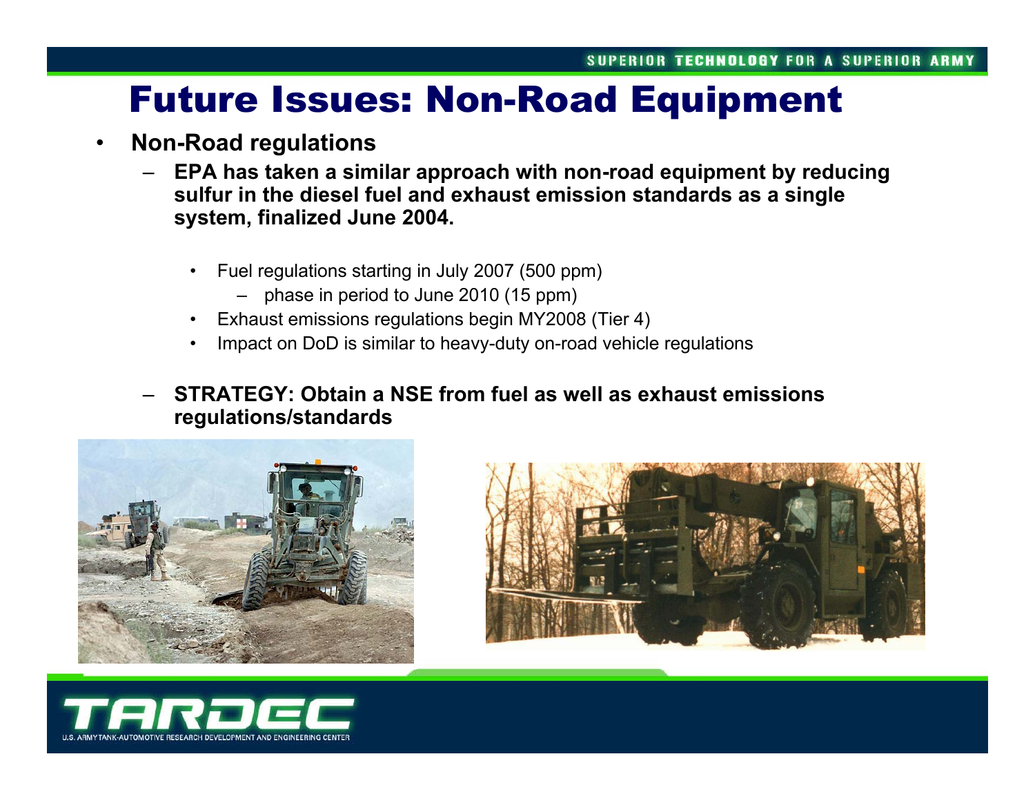# Future Issues: Non-Road Equipment

- **Non-Road regulations**
  - **EPA has taken a similar approach with non-road equipment by reducing sulfur in the diesel fuel and exhaust emission standards as a single system, finalized June 2004.**
    - Fuel regulations starting in July 2007 (500 ppm)
      - phase in period to June 2010 (15 ppm)
    - Exhaust emissions regulations begin MY2008 (Tier 4)
    - Impact on DoD is similar to heavy-duty on-road vehicle regulations
  - **STRATEGY: Obtain a NSE from fuel as well as exhaust emissions regulations/standards**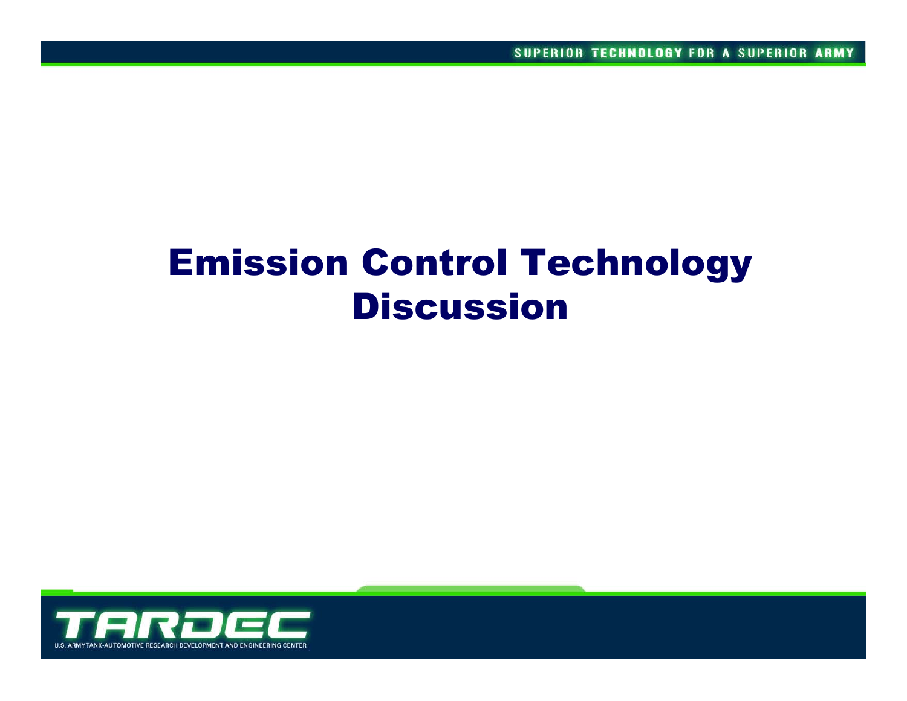# Emission Control Technology Discussion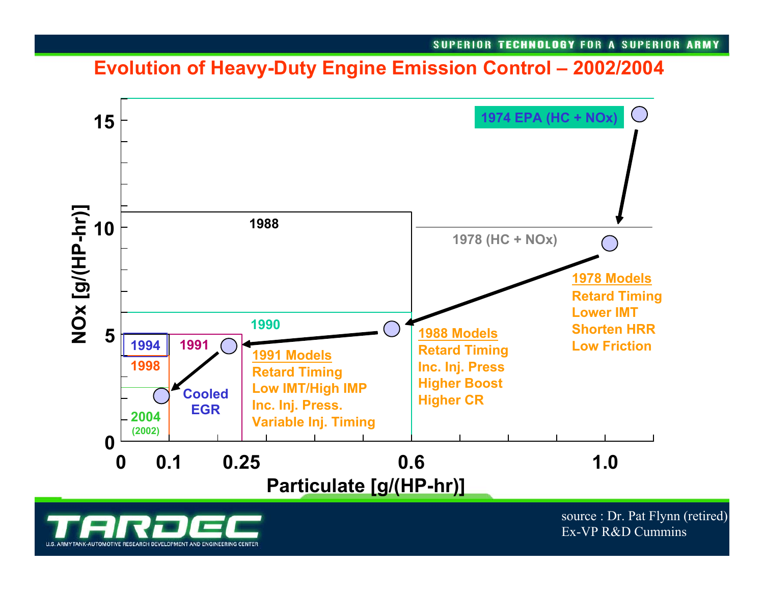# Evolution of Heavy-Duty Engine Emission Control – 2002/2004

NOx [g/(HP-hr)]

15

10

5

0

0 0.1 0.25 0.6 1.0

Particulate [g/(HP-hr)]

1974 EPA (HC + NOx)

1978 (HC + NOx)

1988

1990

1991

1994

1998

2004 (2002)

Cooled EGR

**1991 Models**
Retard Timing
Low IMT/High IMP
Inc. Inj. Press.
Variable Inj. Timing

**1988 Models**
Retard Timing
Inc. Inj. Press
Higher Boost
Higher CR

**1978 Models**
Retard Timing
Lower IMT
Shorten HRR
Low Friction

source : Dr. Pat Flynn (retired)
Ex-VP R&D Cummins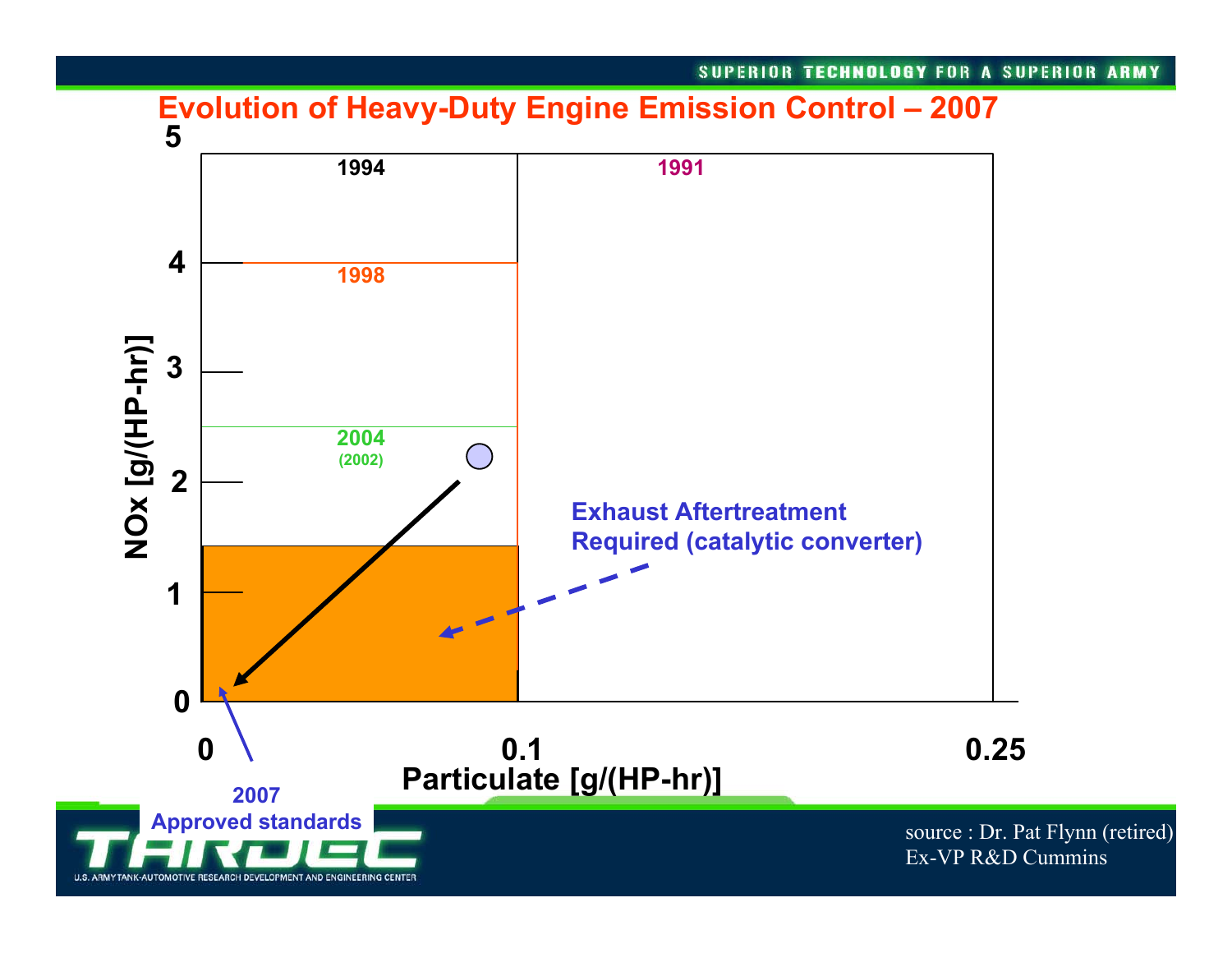# Evolution of Heavy-Duty Engine Emission Control – 2007

NOx [g/(HP-hr)]

5
4
3
2
1
0

1994

1991

1998

2004
(2002)

Exhaust Aftertreatment
Required (catalytic converter)

0 0.1 0.25

Particulate [g/(HP-hr)]

2007
Approved standards

source : Dr. Pat Flynn (retired)
Ex-VP R&D Cummins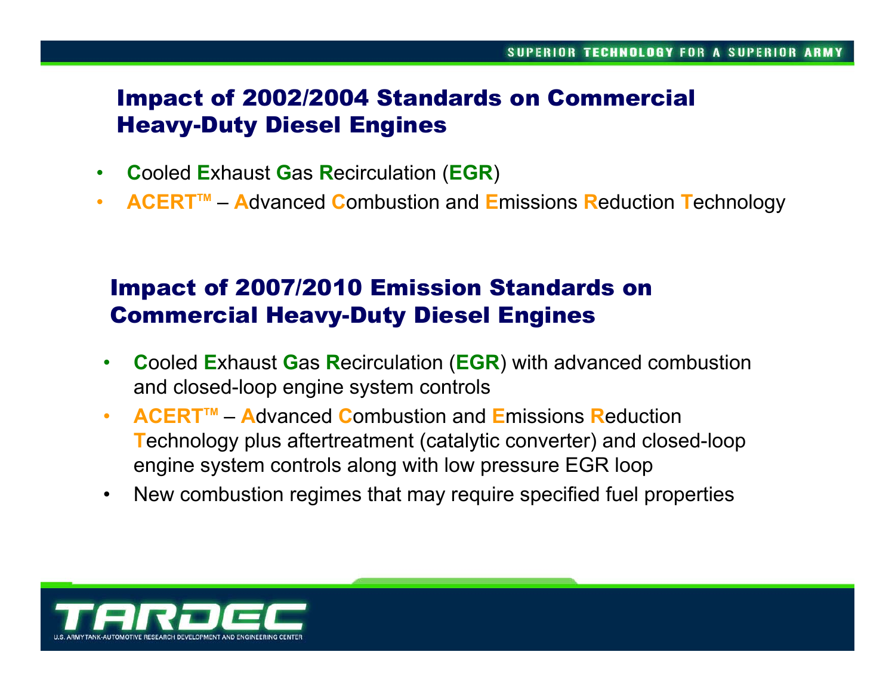## Impact of 2002/2004 Standards on Commercial Heavy-Duty Diesel Engines

- **C**ooled **E**xhaust **G**as **R**ecirculation (**EGR**)
- **ACERT™** – **A**dvanced **C**ombustion and **E**missions **R**eduction **T**echnology

## Impact of 2007/2010 Emission Standards on Commercial Heavy-Duty Diesel Engines

- **C**ooled **E**xhaust **G**as **R**ecirculation (**EGR**) with advanced combustion and closed-loop engine system controls
- **ACERT™** – **A**dvanced **C**ombustion and **E**missions **R**eduction **T**echnology plus aftertreatment (catalytic converter) and closed-loop engine system controls along with low pressure EGR loop
- New combustion regimes that may require specified fuel properties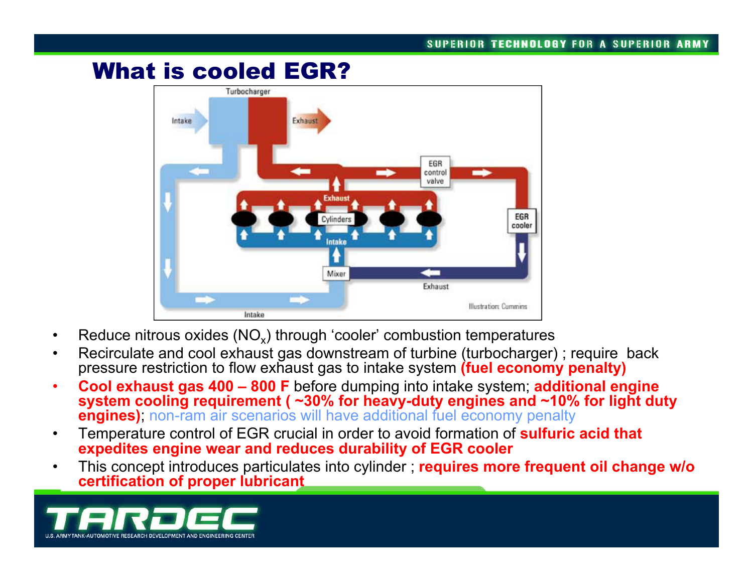# What is cooled EGR?

- Reduce nitrous oxides ($NO_x$) through 'cooler' combustion temperatures
- Recirculate and cool exhaust gas downstream of turbine (turbocharger) ; require back pressure restriction to flow exhaust gas to intake system **(fuel economy penalty)**
- **Cool exhaust gas 400 – 800 F** before dumping into intake system; **additional engine system cooling requirement ( ~30% for heavy-duty engines and ~10% for light duty engines)**; non-ram air scenarios will have additional fuel economy penalty
- Temperature control of EGR crucial in order to avoid formation of **sulfuric acid that expedites engine wear and reduces durability of EGR cooler**
- This concept introduces particulates into cylinder ; **requires more frequent oil change w/o certification of proper lubricant**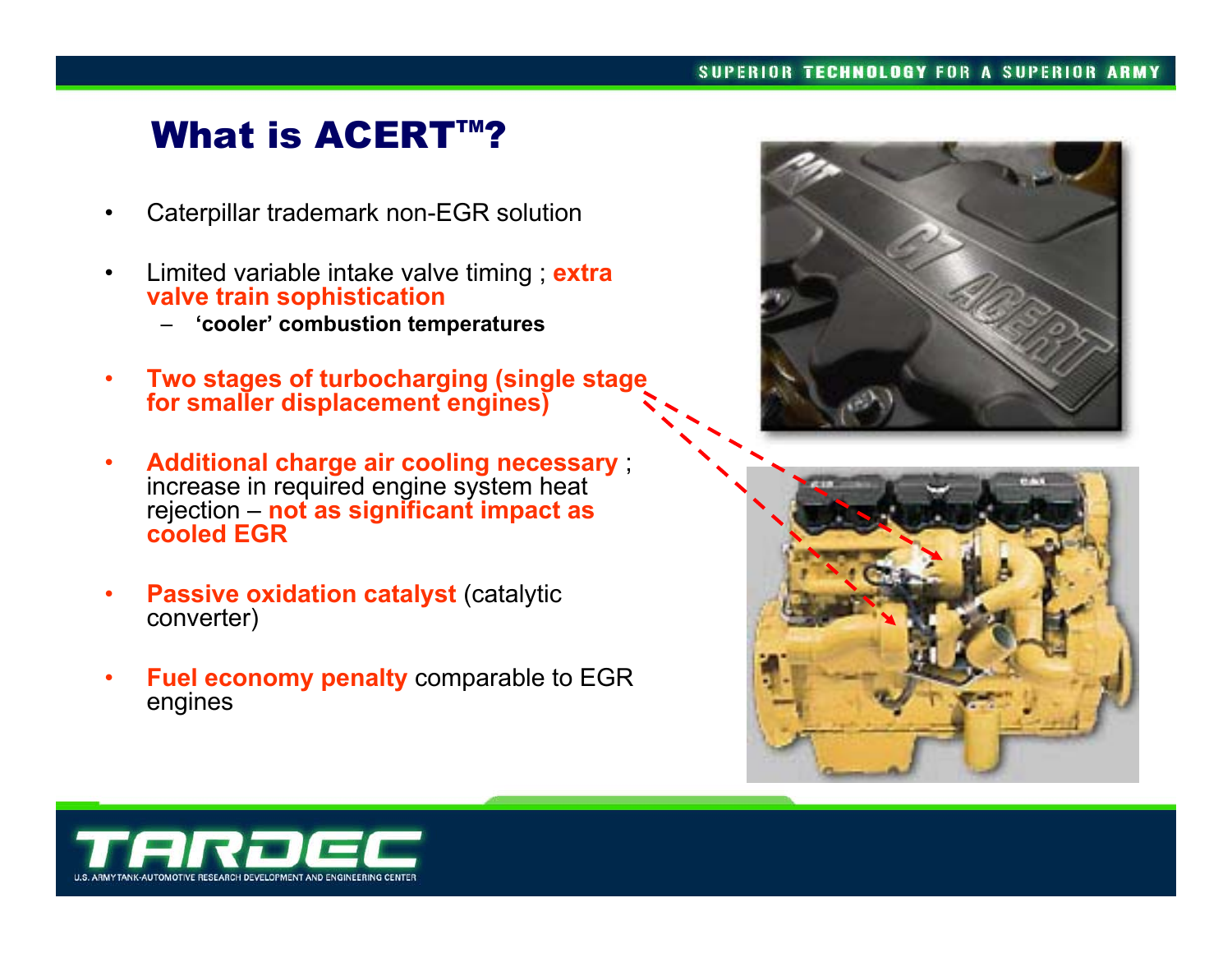# What is ACERT™?

- Caterpillar trademark non-EGR solution
- Limited variable intake valve timing ; **extra valve train sophistication**
  - **'cooler' combustion temperatures**
- **Two stages of turbocharging (single stage for smaller displacement engines)**
- **Additional charge air cooling necessary** ; increase in required engine system heat rejection – **not as significant impact as cooled EGR**
- **Passive oxidation catalyst** (catalytic converter)
- **Fuel economy penalty** comparable to EGR engines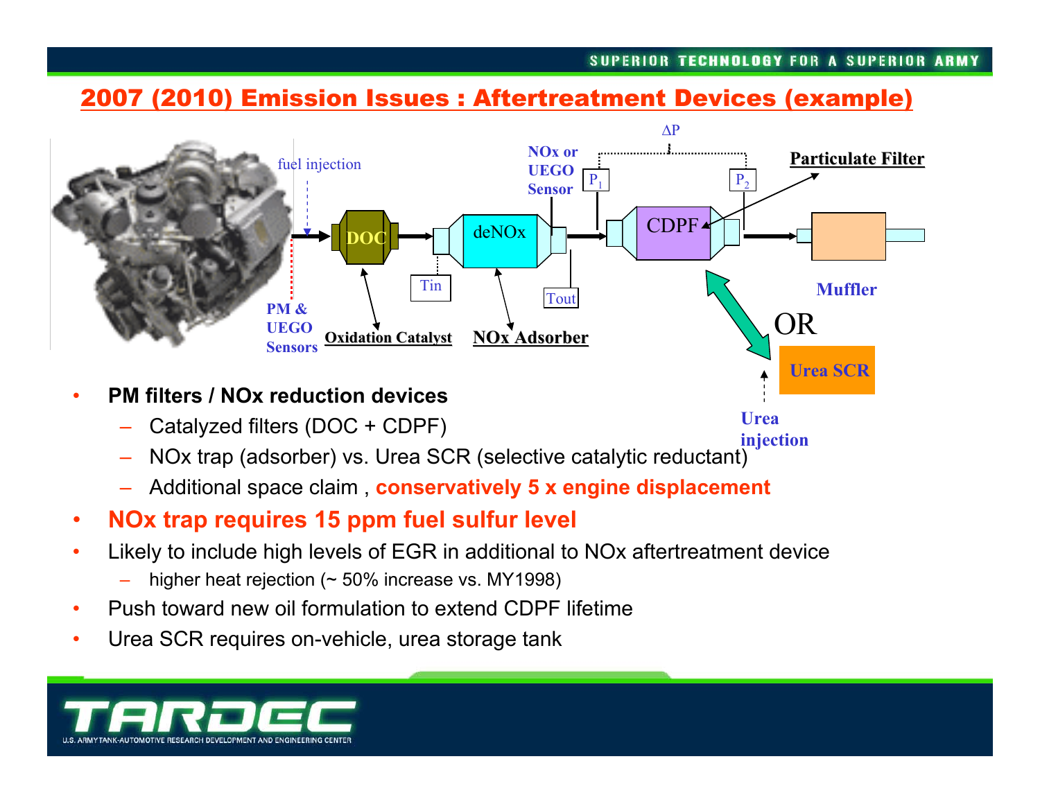## 2007 (2010) Emission Issues : Aftertreatment Devices (example)

fuel injection

PM & UEGO Sensors

DOC

Oxidation Catalyst

Tin

deNOx

NOx Adsorber

Tout

NOx or UEGO Sensor

$P_1$

$\Delta P$

$P_2$

CDPF

Particulate Filter

Muffler

OR

Urea SCR

Urea injection

- **PM filters / NOx reduction devices**
  - Catalyzed filters (DOC + CDPF)
  - NOx trap (adsorber) vs. Urea SCR (selective catalytic reductant)
  - Additional space claim , **conservatively 5 x engine displacement**
- **NOx trap requires 15 ppm fuel sulfur level**
- Likely to include high levels of EGR in additional to NOx aftertreatment device
  - higher heat rejection (~ 50% increase vs. MY1998)
- Push toward new oil formulation to extend CDPF lifetime
- Urea SCR requires on-vehicle, urea storage tank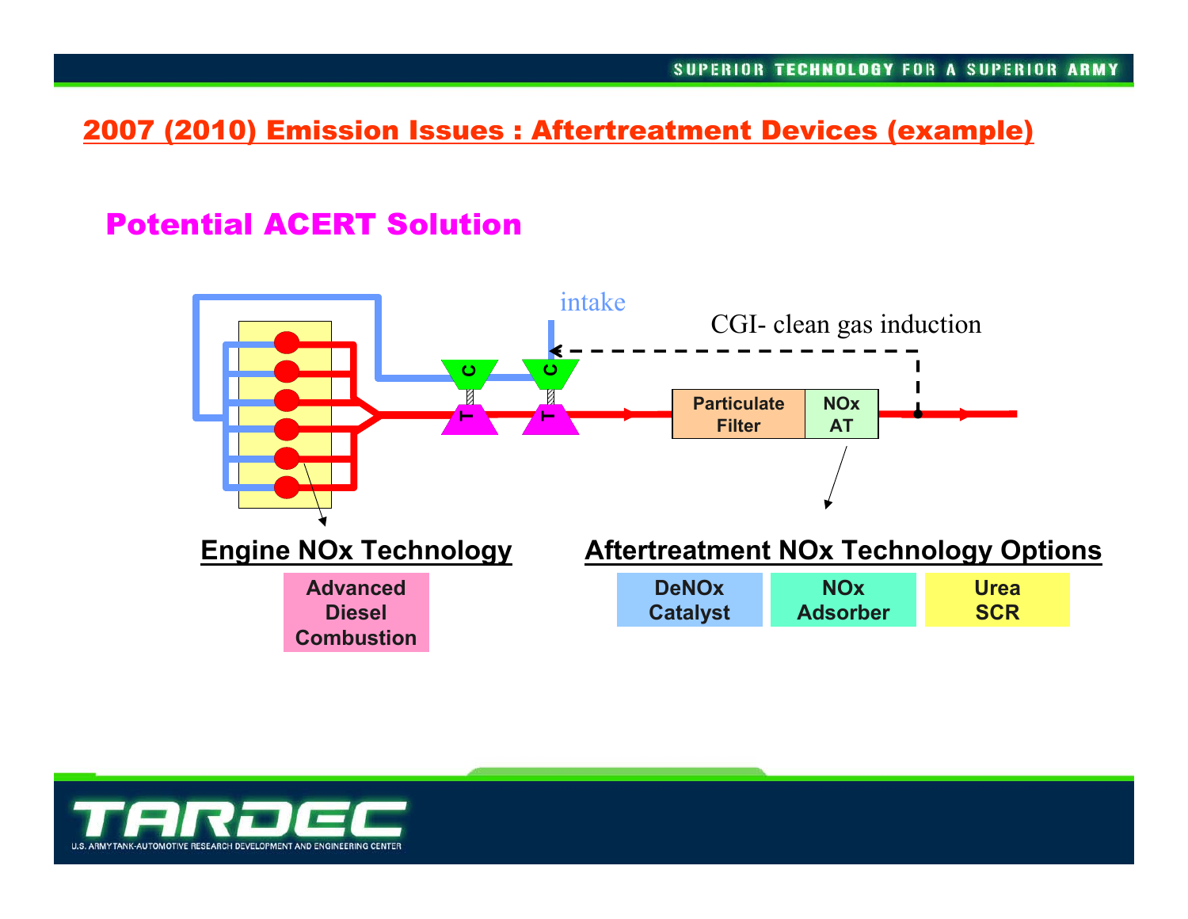## 2007 (2010) Emission Issues : Aftertreatment Devices (example)

### Potential ACERT Solution

intake

CGI- clean gas induction

C C

T T

Particulate Filter

NOx AT

**Engine NOx Technology**

Advanced Diesel Combustion

**Aftertreatment NOx Technology Options**

DeNOx Catalyst

NOx Adsorber

Urea SCR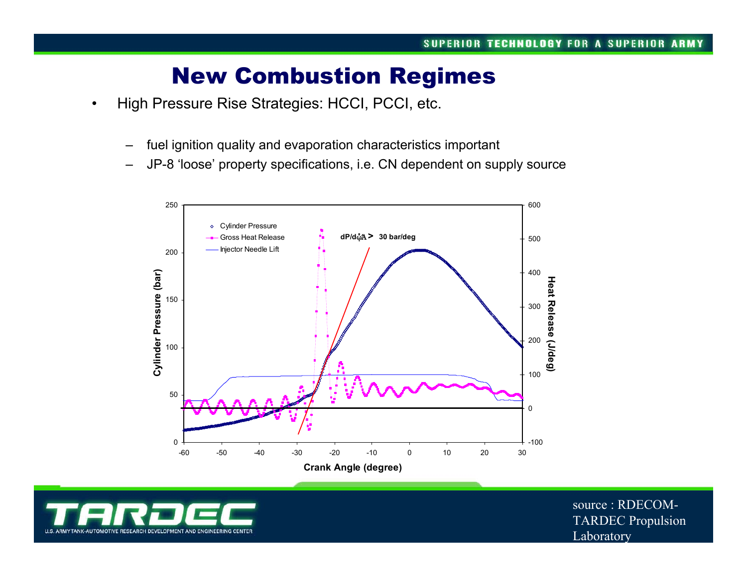# New Combustion Regimes

- High Pressure Rise Strategies: HCCI, PCCI, etc.
  - fuel ignition quality and evaporation characteristics important
  - JP-8 ‘loose’ property specifications, i.e. CN dependent on supply source

source : RDECOM-TARDEC Propulsion Laboratory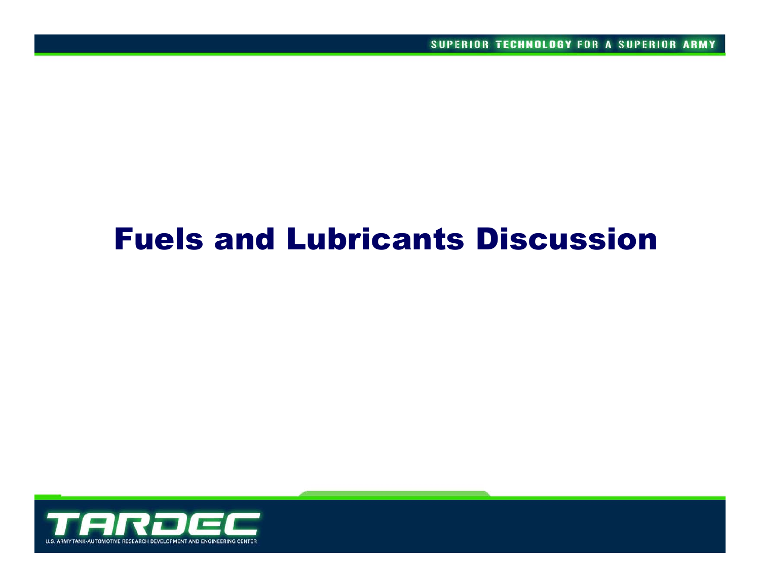# Fuels and Lubricants Discussion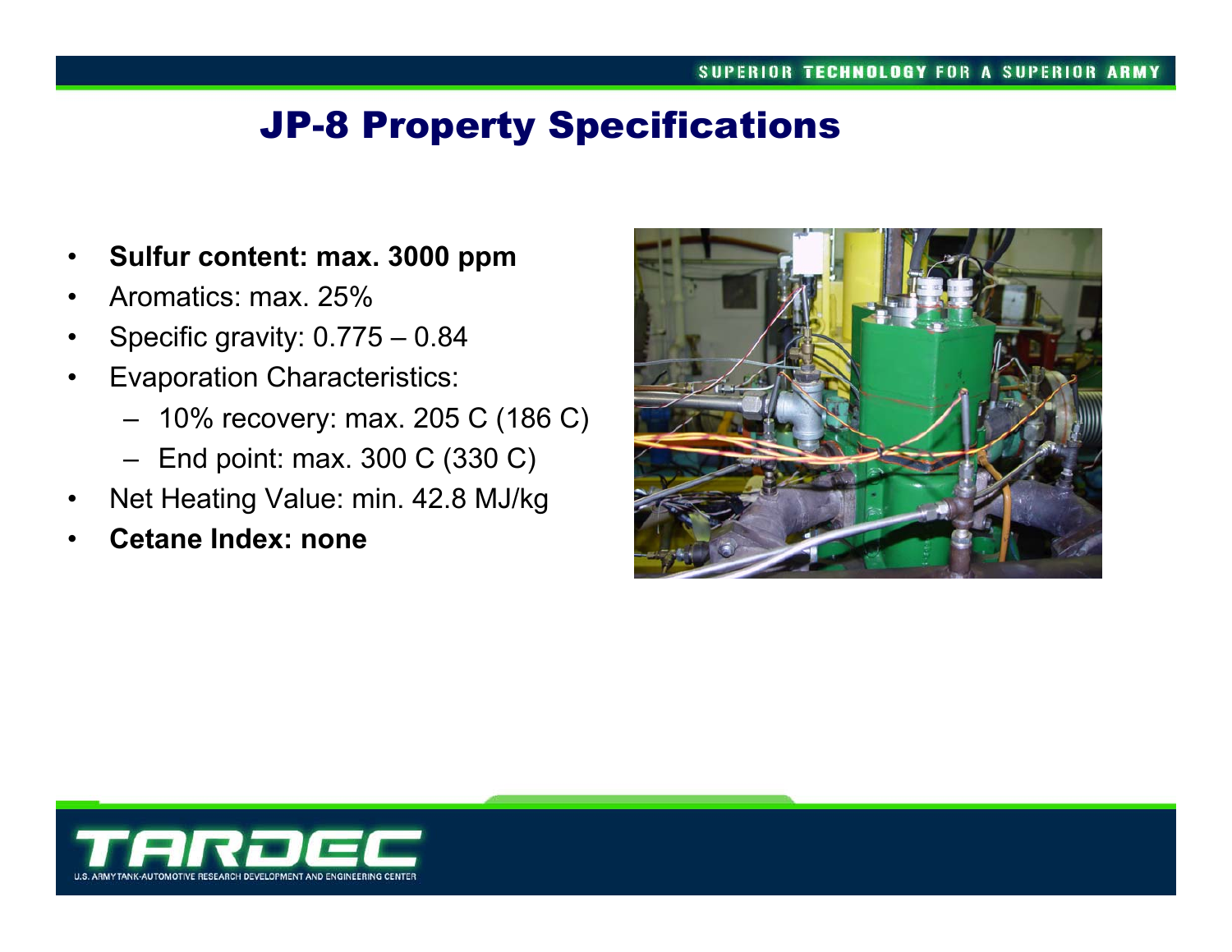# JP-8 Property Specifications

- **Sulfur content: max. 3000 ppm**
- Aromatics: max. 25%
- Specific gravity: 0.775 – 0.84
- Evaporation Characteristics:
  - 10% recovery: max. 205 C (186 C)
  - End point: max. 300 C (330 C)
- Net Heating Value: min. 42.8 MJ/kg
- **Cetane Index: none**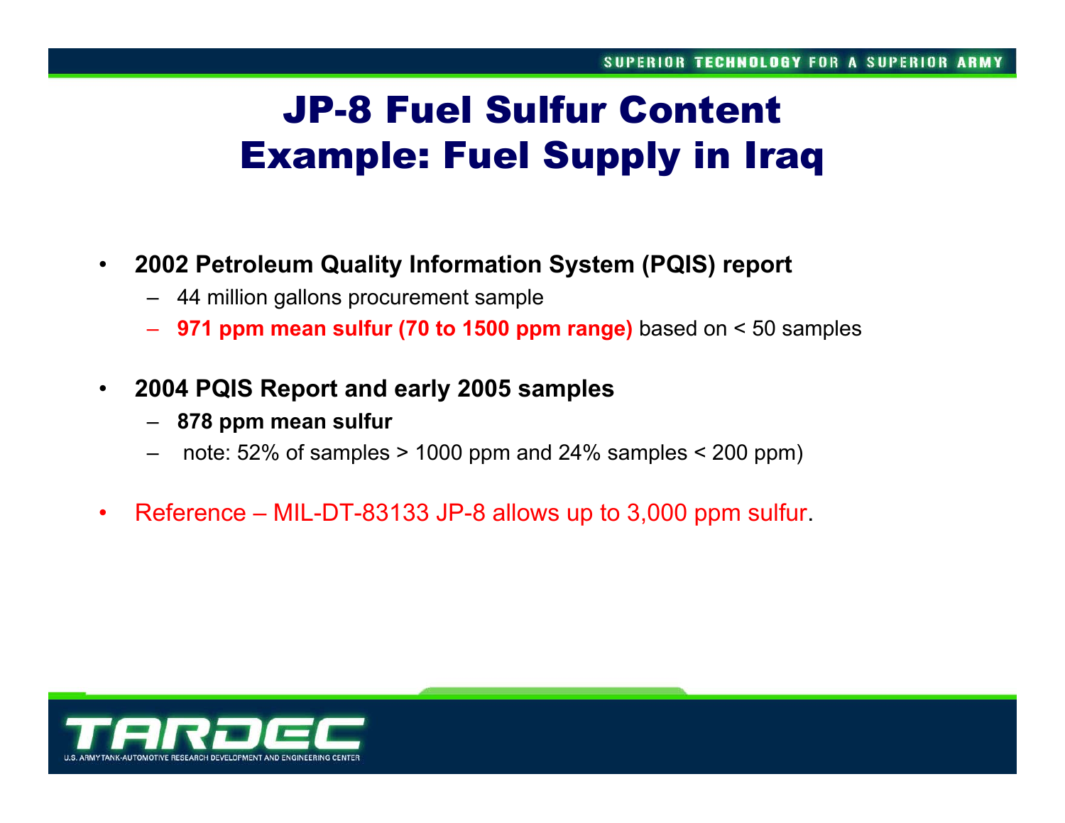# JP-8 Fuel Sulfur Content Example: Fuel Supply in Iraq

- **2002 Petroleum Quality Information System (PQIS) report**
  - 44 million gallons procurement sample
  - **971 ppm mean sulfur (70 to 1500 ppm range)** based on < 50 samples
- **2004 PQIS Report and early 2005 samples**
  - **878 ppm mean sulfur**
  - note: 52% of samples > 1000 ppm and 24% samples < 200 ppm)
- Reference – MIL-DT-83133 JP-8 allows up to 3,000 ppm sulfur.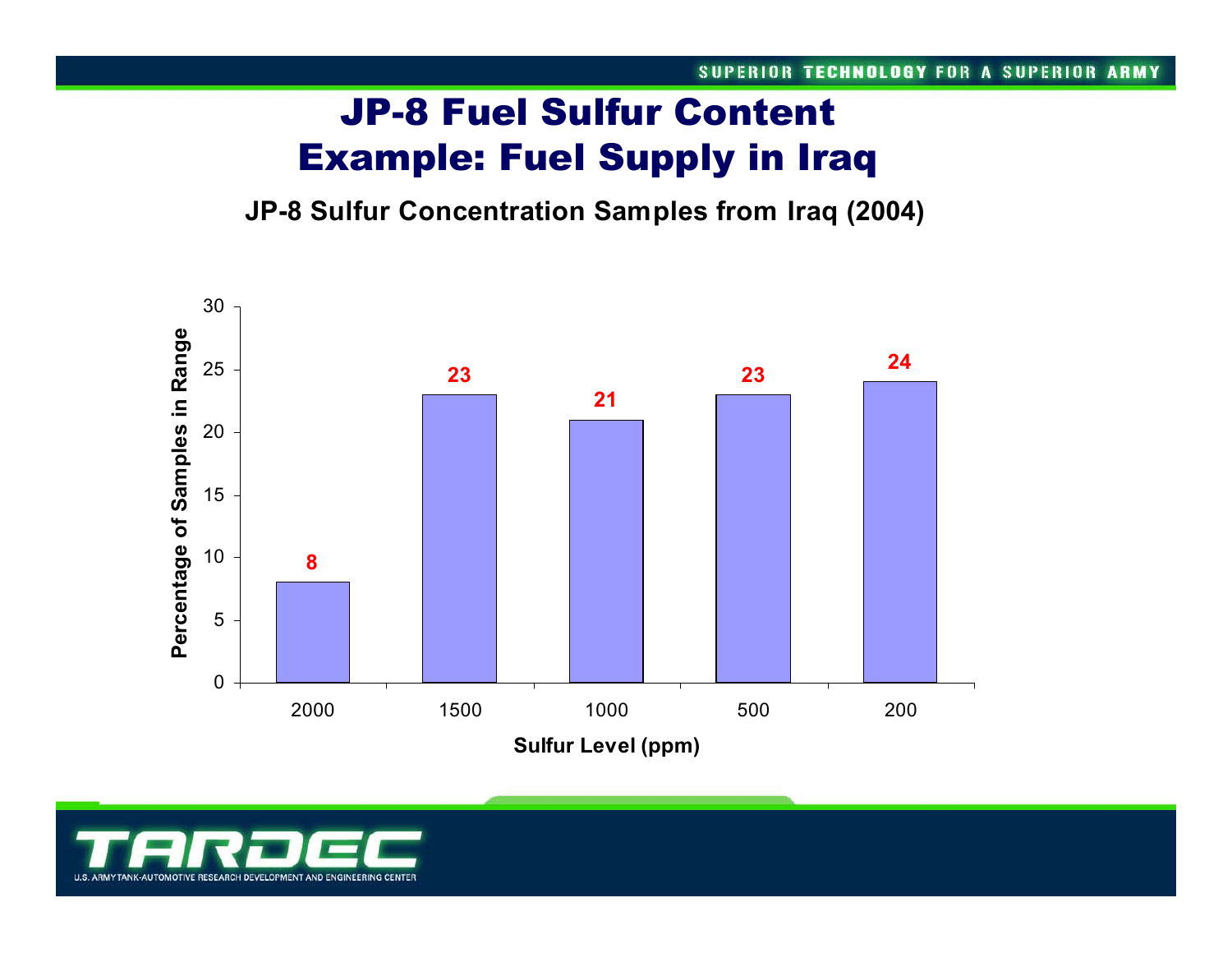# JP-8 Fuel Sulfur Content Example: Fuel Supply in Iraq

**JP-8 Sulfur Concentration Samples from Iraq (2004)**

| Sulfur Level (ppm) | Percentage of Samples in Range |
|---|---|
| 2000 | 8 |
| 1500 | 23 |
| 1000 | 21 |
| 500 | 23 |
| 200 | 24 |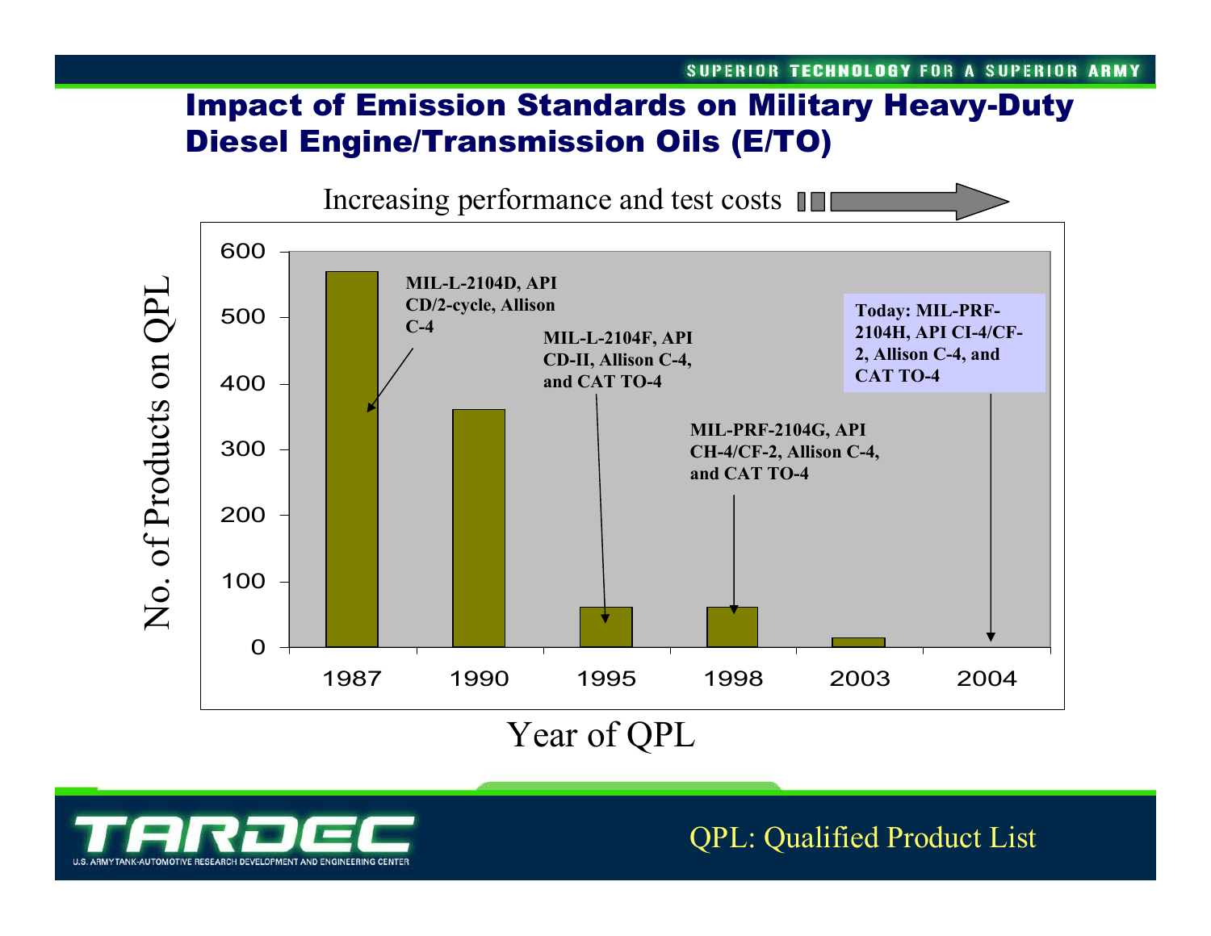# Impact of Emission Standards on Military Heavy-Duty Diesel Engine/Transmission Oils (E/TO)

Increasing performance and test costs

| Year of QPL | No. of Products on QPL | Specification |
|---|---|---|
| 1987 | ~570 | MIL-L-2104D, API CD/2-cycle, Allison C-4 |
| 1990 | ~360 | |
| 1995 | ~60 | MIL-L-2104F, API CD-II, Allison C-4, and CAT TO-4 |
| 1998 | ~60 | MIL-PRF-2104G, API CH-4/CF-2, Allison C-4, and CAT TO-4 |
| 2003 | ~13 | |
| 2004 | 0 | Today: MIL-PRF-2104H, API CI-4/CF-2, Allison C-4, and CAT TO-4 |

QPL: Qualified Product List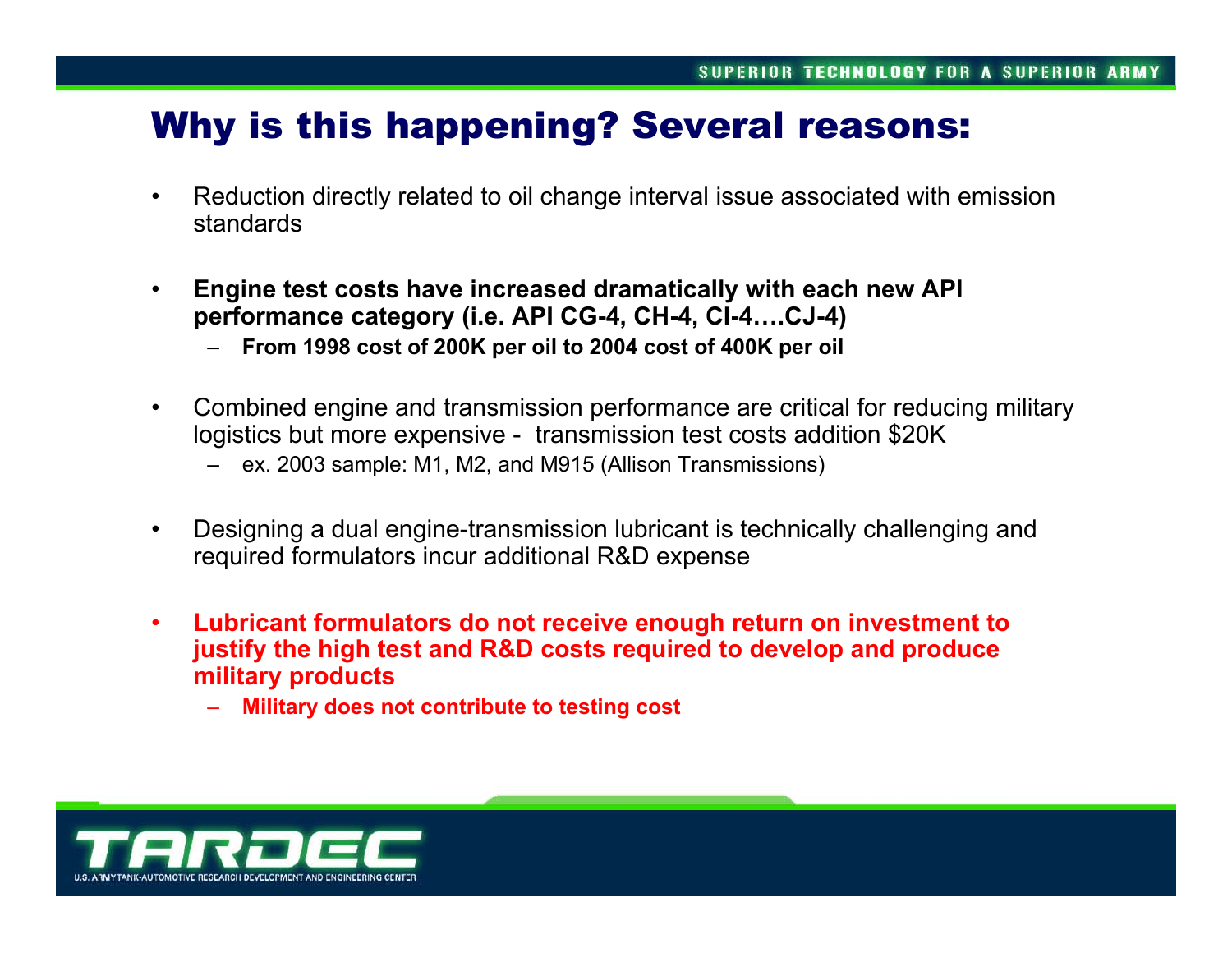# Why is this happening? Several reasons:

- Reduction directly related to oil change interval issue associated with emission standards

- **Engine test costs have increased dramatically with each new API performance category (i.e. API CG-4, CH-4, CI-4….CJ-4)**
  - **From 1998 cost of 200K per oil to 2004 cost of 400K per oil**

- Combined engine and transmission performance are critical for reducing military logistics but more expensive - transmission test costs addition $20K
  - ex. 2003 sample: M1, M2, and M915 (Allison Transmissions)

- Designing a dual engine-transmission lubricant is technically challenging and required formulators incur additional R&D expense

- **Lubricant formulators do not receive enough return on investment to justify the high test and R&D costs required to develop and produce military products**
  - **Military does not contribute to testing cost**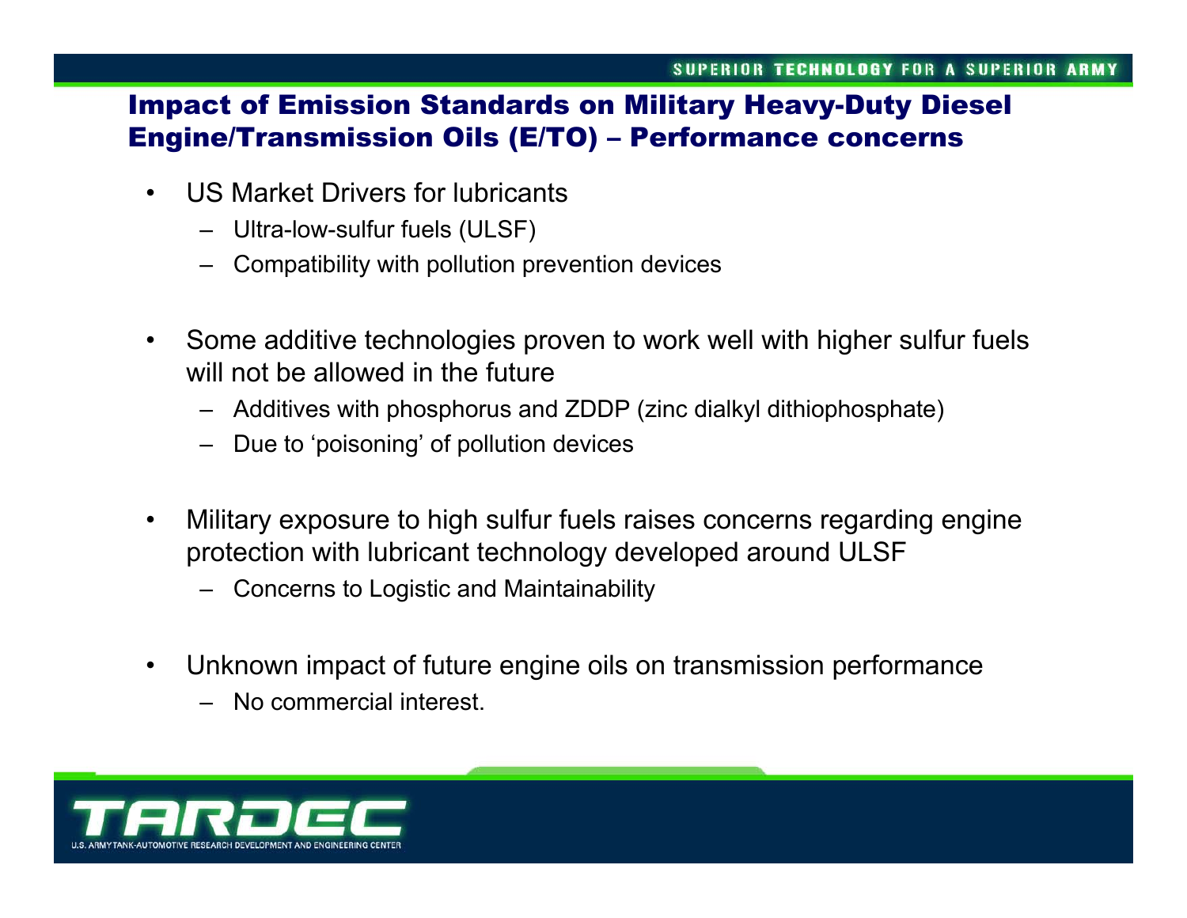# Impact of Emission Standards on Military Heavy-Duty Diesel Engine/Transmission Oils (E/TO) – Performance concerns

- US Market Drivers for lubricants
  - Ultra-low-sulfur fuels (ULSF)
  - Compatibility with pollution prevention devices

- Some additive technologies proven to work well with higher sulfur fuels will not be allowed in the future
  - Additives with phosphorus and ZDDP (zinc dialkyl dithiophosphate)
  - Due to 'poisoning' of pollution devices

- Military exposure to high sulfur fuels raises concerns regarding engine protection with lubricant technology developed around ULSF
  - Concerns to Logistic and Maintainability

- Unknown impact of future engine oils on transmission performance
  - No commercial interest.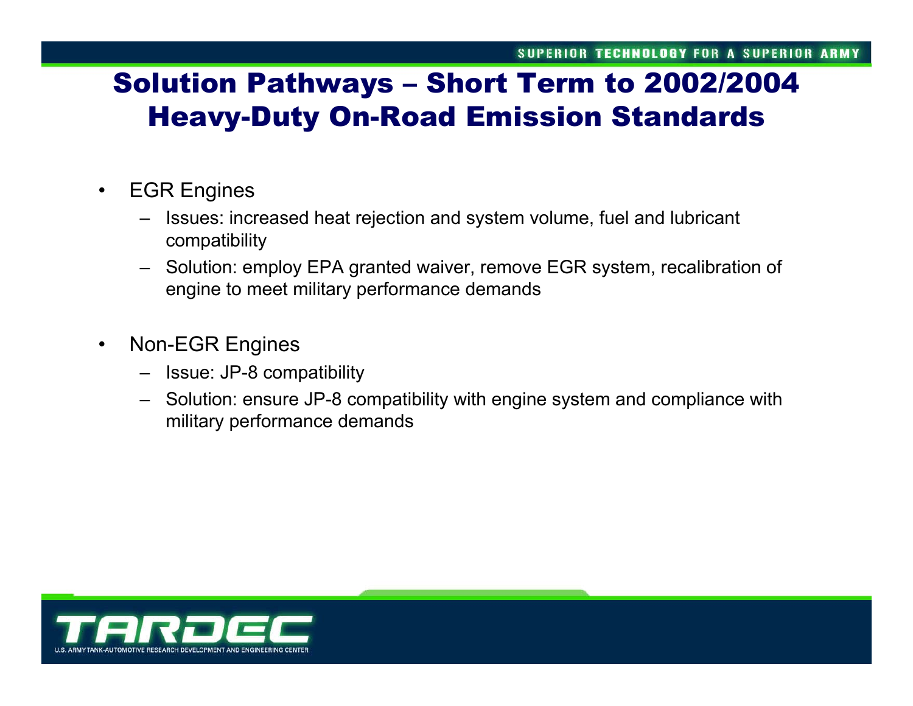# Solution Pathways – Short Term to 2002/2004 Heavy-Duty On-Road Emission Standards

- EGR Engines
  - Issues: increased heat rejection and system volume, fuel and lubricant compatibility
  - Solution: employ EPA granted waiver, remove EGR system, recalibration of engine to meet military performance demands
- Non-EGR Engines
  - Issue: JP-8 compatibility
  - Solution: ensure JP-8 compatibility with engine system and compliance with military performance demands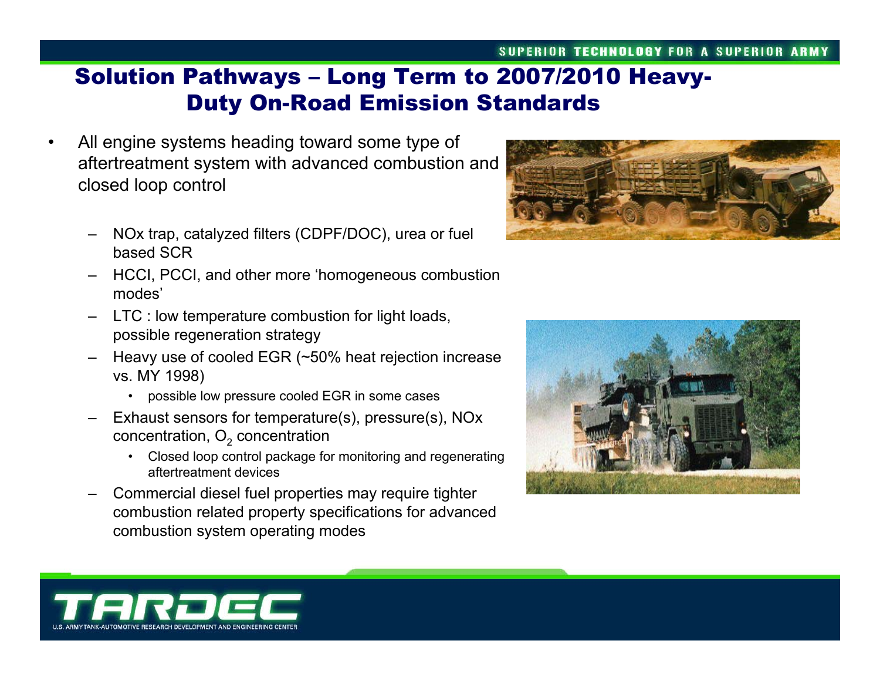# Solution Pathways – Long Term to 2007/2010 Heavy-Duty On-Road Emission Standards

- All engine systems heading toward some type of aftertreatment system with advanced combustion and closed loop control
  - NOx trap, catalyzed filters (CDPF/DOC), urea or fuel based SCR
  - HCCI, PCCI, and other more 'homogeneous combustion modes'
  - LTC : low temperature combustion for light loads, possible regeneration strategy
  - Heavy use of cooled EGR (~50% heat rejection increase vs. MY 1998)
    - possible low pressure cooled EGR in some cases
  - Exhaust sensors for temperature(s), pressure(s), NOx concentration, $O_2$ concentration
    - Closed loop control package for monitoring and regenerating aftertreatment devices
  - Commercial diesel fuel properties may require tighter combustion related property specifications for advanced combustion system operating modes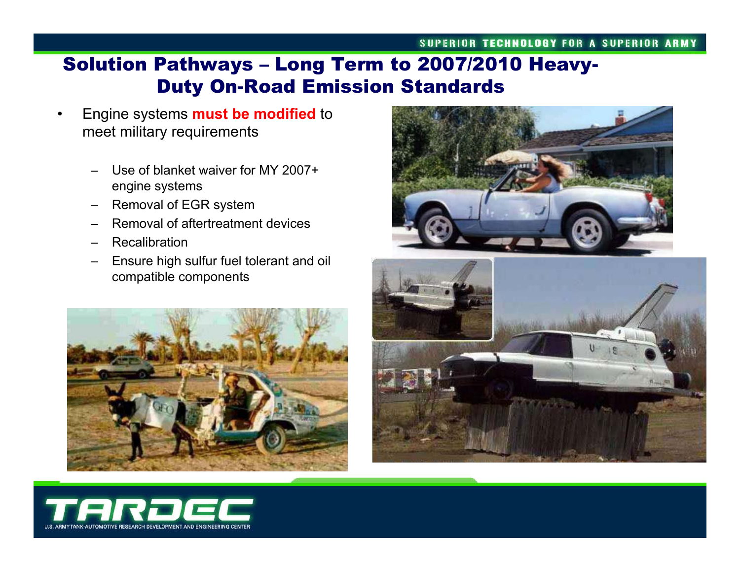# Solution Pathways – Long Term to 2007/2010 Heavy-Duty On-Road Emission Standards

- Engine systems **must be modified** to meet military requirements
  - Use of blanket waiver for MY 2007+ engine systems
  - Removal of EGR system
  - Removal of aftertreatment devices
  - Recalibration
  - Ensure high sulfur fuel tolerant and oil compatible components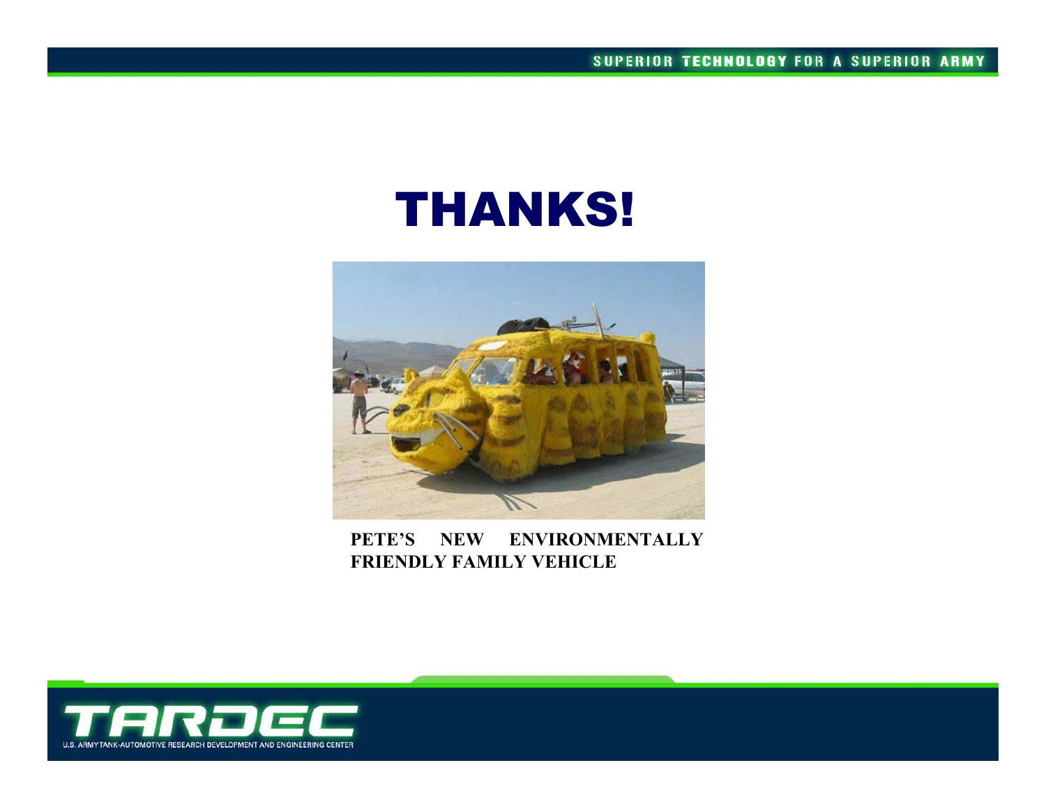# THANKS!

PETE'S NEW ENVIRONMENTALLY FRIENDLY FAMILY VEHICLE